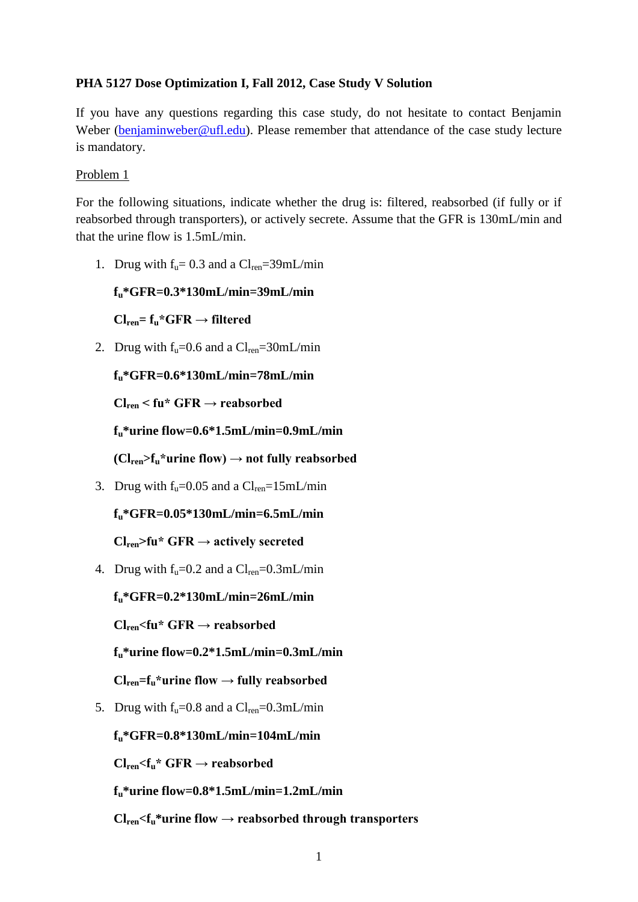**PHA 5127 Dose Optimization I, Fall 2012, Case Study V Solution**

If you have any questions regarding this case study, do not hesitate to contact Benjamin Weber (benjaminweber@ufl.edu). Please remember that attendance of the case study lecture is mandatory.

Problem 1

For the following situations, indicate whether the drug is: filtered, reabsorbed (if fully or if reabsorbed through transporters), or actively secrete. Assume that the GFR is 130mL/min and that the urine flow is 1.5mL/min.

1. Drug with $f_u$= 0.3 and a $Cl_{ren}$=39mL/min

   **$f_u$*GFR=0.3*130mL/min=39mL/min**

   **$Cl_{ren}$= $f_u$*GFR → filtered**

2. Drug with $f_u$=0.6 and a $Cl_{ren}$=30mL/min

   **$f_u$*GFR=0.6*130mL/min=78mL/min**

   **$Cl_{ren}$ < fu* GFR → reabsorbed**

   **$f_u$*urine flow=0.6*1.5mL/min=0.9mL/min**

   **($Cl_{ren}$>$f_u$*urine flow) → not fully reabsorbed**

3. Drug with $f_u$=0.05 and a $Cl_{ren}$=15mL/min

   **$f_u$*GFR=0.05*130mL/min=6.5mL/min**

   **$Cl_{ren}$>fu* GFR → actively secreted**

4. Drug with $f_u$=0.2 and a $Cl_{ren}$=0.3mL/min

   **$f_u$*GFR=0.2*130mL/min=26mL/min**

   **$Cl_{ren}$<fu* GFR → reabsorbed**

   **$f_u$*urine flow=0.2*1.5mL/min=0.3mL/min**

   **$Cl_{ren}$=$f_u$*urine flow → fully reabsorbed**

5. Drug with $f_u$=0.8 and a $Cl_{ren}$=0.3mL/min

   **$f_u$*GFR=0.8*130mL/min=104mL/min**

   **$Cl_{ren}$<$f_u$* GFR → reabsorbed**

   **$f_u$*urine flow=0.8*1.5mL/min=1.2mL/min**

   **$Cl_{ren}$<$f_u$*urine flow → reabsorbed through transporters**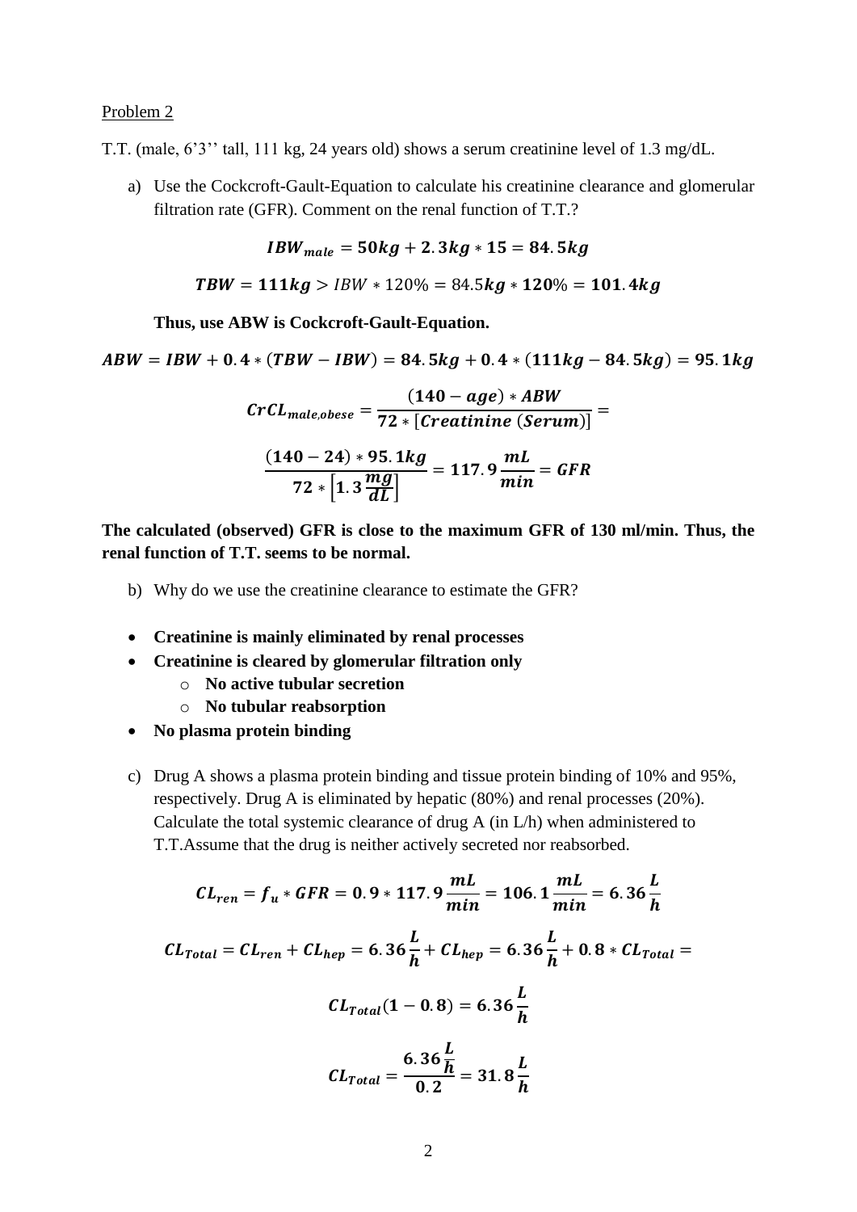Problem 2

T.T. (male, 6'3'' tall, 111 kg, 24 years old) shows a serum creatinine level of 1.3 mg/dL.

a) Use the Cockcroft-Gault-Equation to calculate his creatinine clearance and glomerular filtration rate (GFR). Comment on the renal function of T.T.?

$$\boldsymbol{IBW_{male} = 50kg + 2.3kg * 15 = 84.5kg}$$

$$\boldsymbol{TBW = 111kg} > IBW * 120\% = 84.5\boldsymbol{kg} * \boldsymbol{120}\% = \boldsymbol{101.4kg}$$

**Thus, use ABW is Cockcroft-Gault-Equation.**

$$\boldsymbol{ABW = IBW + 0.4 * (TBW - IBW) = 84.5kg + 0.4 * (111kg - 84.5kg) = 95.1kg}$$

$$\boldsymbol{CrCL_{male,obese} = \frac{(140 - age) * ABW}{72 * [Creatinine\ (Serum)]} =}$$

$$\boldsymbol{\frac{(140 - 24) * 95.1kg}{72 * \left[1.3\frac{mg}{dL}\right]} = 117.9\frac{mL}{min} = GFR}$$

**The calculated (observed) GFR is close to the maximum GFR of 130 ml/min. Thus, the renal function of T.T. seems to be normal.**

b) Why do we use the creatinine clearance to estimate the GFR?

- **Creatinine is mainly eliminated by renal processes**
- **Creatinine is cleared by glomerular filtration only**
  - **No active tubular secretion**
  - **No tubular reabsorption**
- **No plasma protein binding**

c) Drug A shows a plasma protein binding and tissue protein binding of 10% and 95%, respectively. Drug A is eliminated by hepatic (80%) and renal processes (20%). Calculate the total systemic clearance of drug A (in L/h) when administered to T.T.Assume that the drug is neither actively secreted nor reabsorbed.

$$\boldsymbol{CL_{ren} = f_u * GFR = 0.9 * 117.9\frac{mL}{min} = 106.1\frac{mL}{min} = 6.36\frac{L}{h}}$$

$$\boldsymbol{CL_{Total} = CL_{ren} + CL_{hep} = 6.36\frac{L}{h} + CL_{hep} = 6.36\frac{L}{h} + 0.8 * CL_{Total} =}$$

$$\boldsymbol{CL_{Total}(1 - 0.8) = 6.36\frac{L}{h}}$$

$$\boldsymbol{CL_{Total} = \frac{6.36\frac{L}{h}}{0.2} = 31.8\frac{L}{h}}$$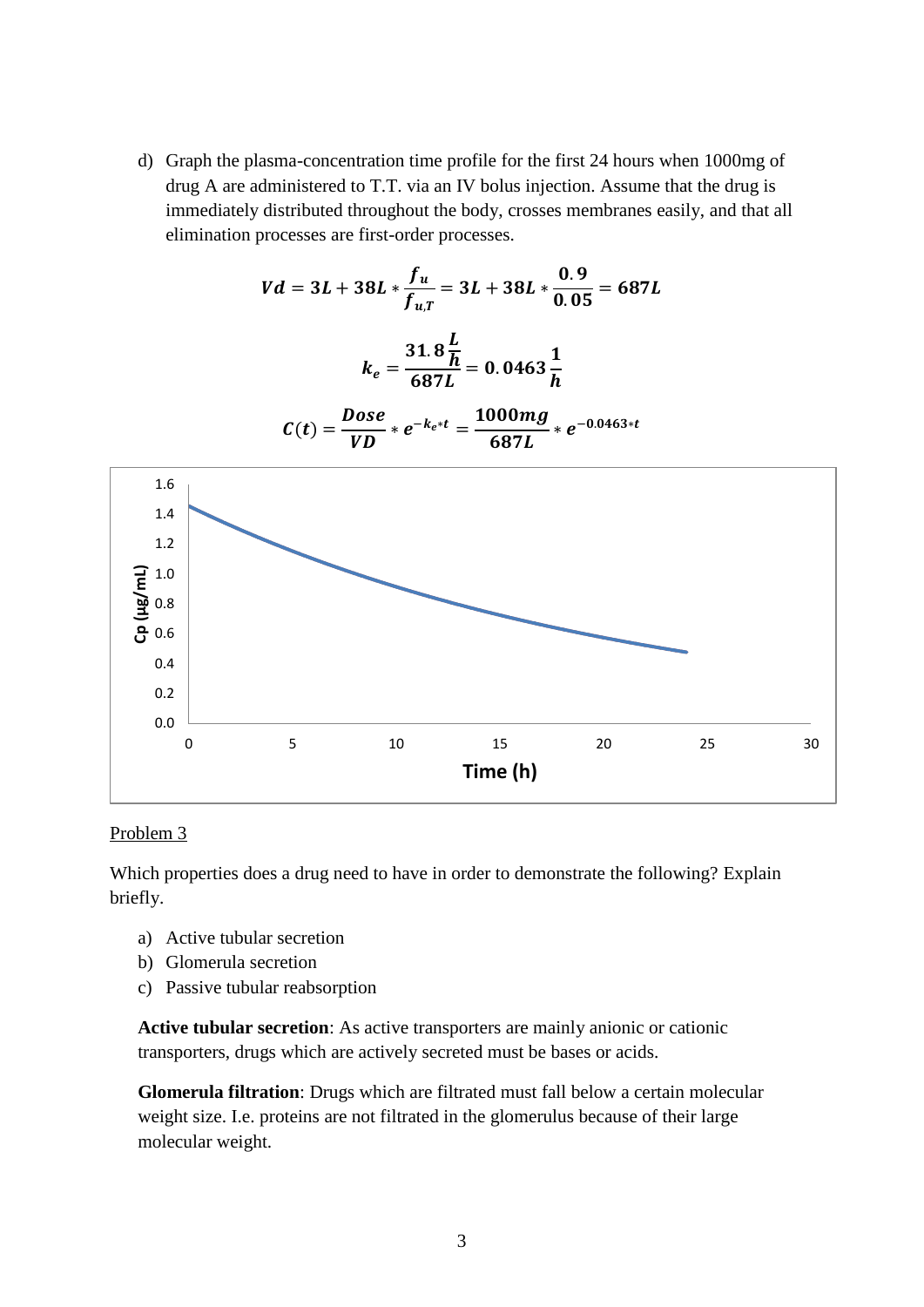d) Graph the plasma-concentration time profile for the first 24 hours when 1000mg of drug A are administered to T.T. via an IV bolus injection. Assume that the drug is immediately distributed throughout the body, crosses membranes easily, and that all elimination processes are first-order processes.

$$Vd = 3L + 38L * \frac{f_u}{f_{u,T}} = 3L + 38L * \frac{0.9}{0.05} = 687L$$

$$k_e = \frac{31.8\frac{L}{h}}{687L} = 0.0463\frac{1}{h}$$

$$C(t) = \frac{Dose}{VD} * e^{-k_e * t} = \frac{1000mg}{687L} * e^{-0.0463 * t}$$

## Problem 3

Which properties does a drug need to have in order to demonstrate the following? Explain briefly.

a) Active tubular secretion
b) Glomerula secretion
c) Passive tubular reabsorption

**Active tubular secretion**: As active transporters are mainly anionic or cationic transporters, drugs which are actively secreted must be bases or acids.

**Glomerula filtration**: Drugs which are filtrated must fall below a certain molecular weight size. I.e. proteins are not filtrated in the glomerulus because of their large molecular weight.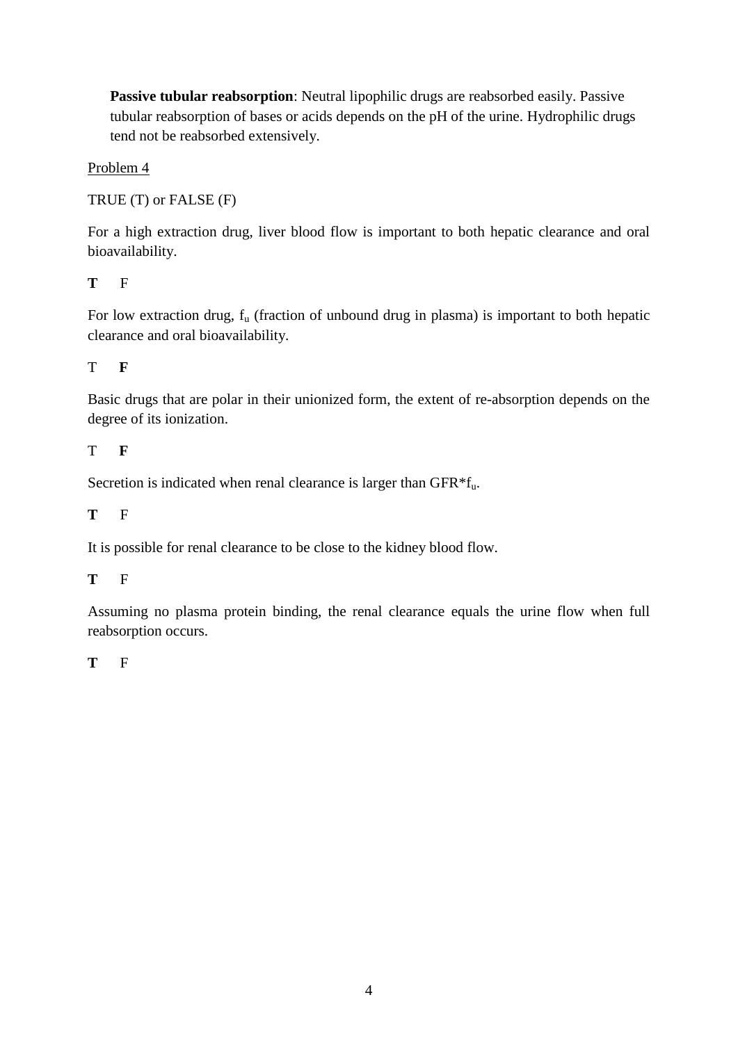**Passive tubular reabsorption**: Neutral lipophilic drugs are reabsorbed easily. Passive tubular reabsorption of bases or acids depends on the pH of the urine. Hydrophilic drugs tend not be reabsorbed extensively.

<u>Problem 4</u>

TRUE (T) or FALSE (F)

For a high extraction drug, liver blood flow is important to both hepatic clearance and oral bioavailability.

**T** F

For low extraction drug, $f_u$ (fraction of unbound drug in plasma) is important to both hepatic clearance and oral bioavailability.

T **F**

Basic drugs that are polar in their unionized form, the extent of re-absorption depends on the degree of its ionization.

T **F**

Secretion is indicated when renal clearance is larger than $GFR*f_u$.

**T** F

It is possible for renal clearance to be close to the kidney blood flow.

**T** F

Assuming no plasma protein binding, the renal clearance equals the urine flow when full reabsorption occurs.

**T** F